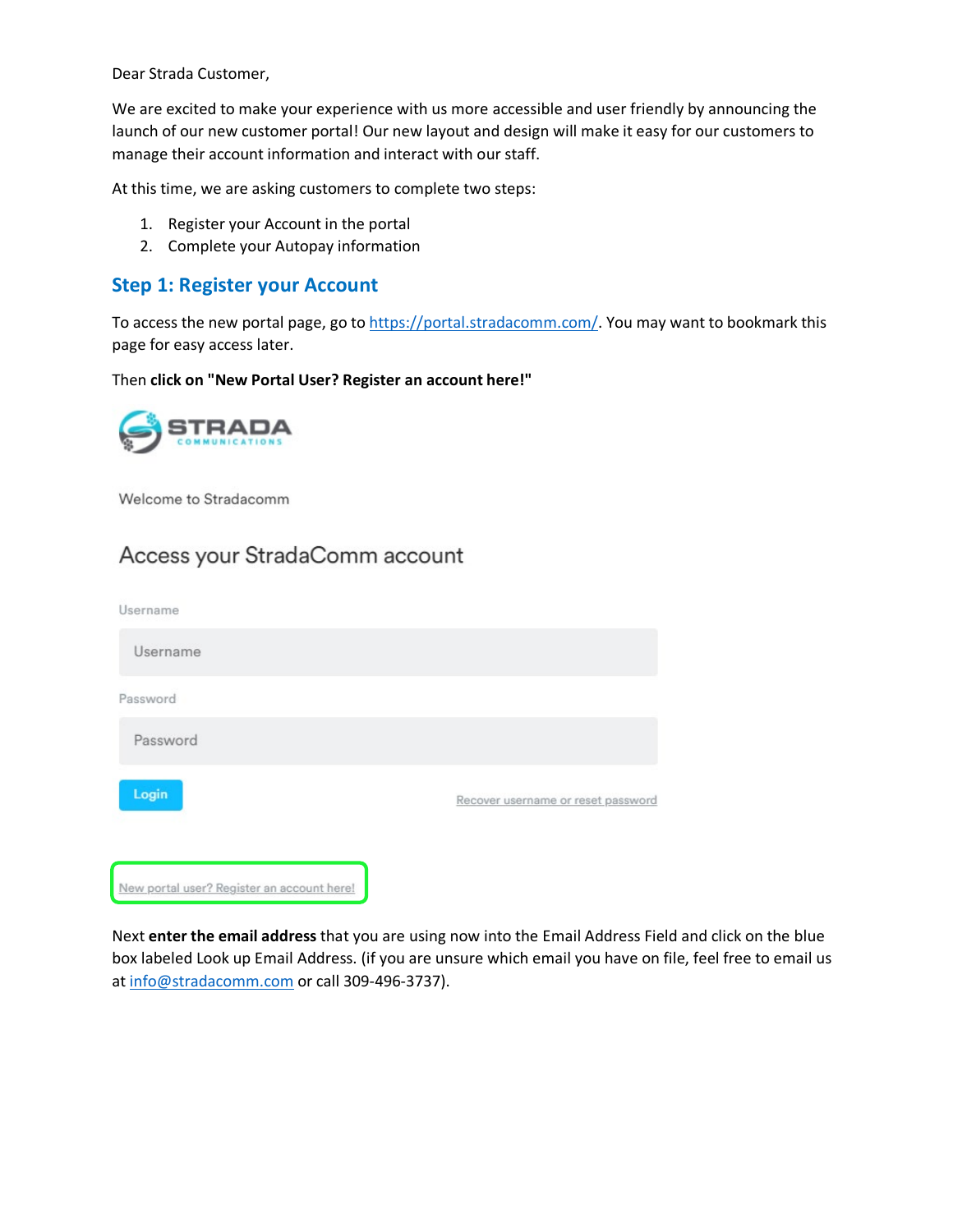Dear Strada Customer,

We are excited to make your experience with us more accessible and user friendly by announcing the launch of our new customer portal! Our new layout and design will make it easy for our customers to manage their account information and interact with our staff.

At this time, we are asking customers to complete two steps:

1. Register your Account in the portal
2. Complete your Autopay information

## Step 1: Register your Account

To access the new portal page, go to https://portal.stradacomm.com/. You may want to bookmark this page for easy access later.

Then **click on "New Portal User? Register an account here!"**

STRADA COMMUNICATIONS

Welcome to Stradacomm

Access your StradaComm account

Username

Password

Login

Recover username or reset password

New portal user? Register an account here!

Next **enter the email address** that you are using now into the Email Address Field and click on the blue box labeled Look up Email Address. (if you are unsure which email you have on file, feel free to email us at info@stradacomm.com or call 309-496-3737).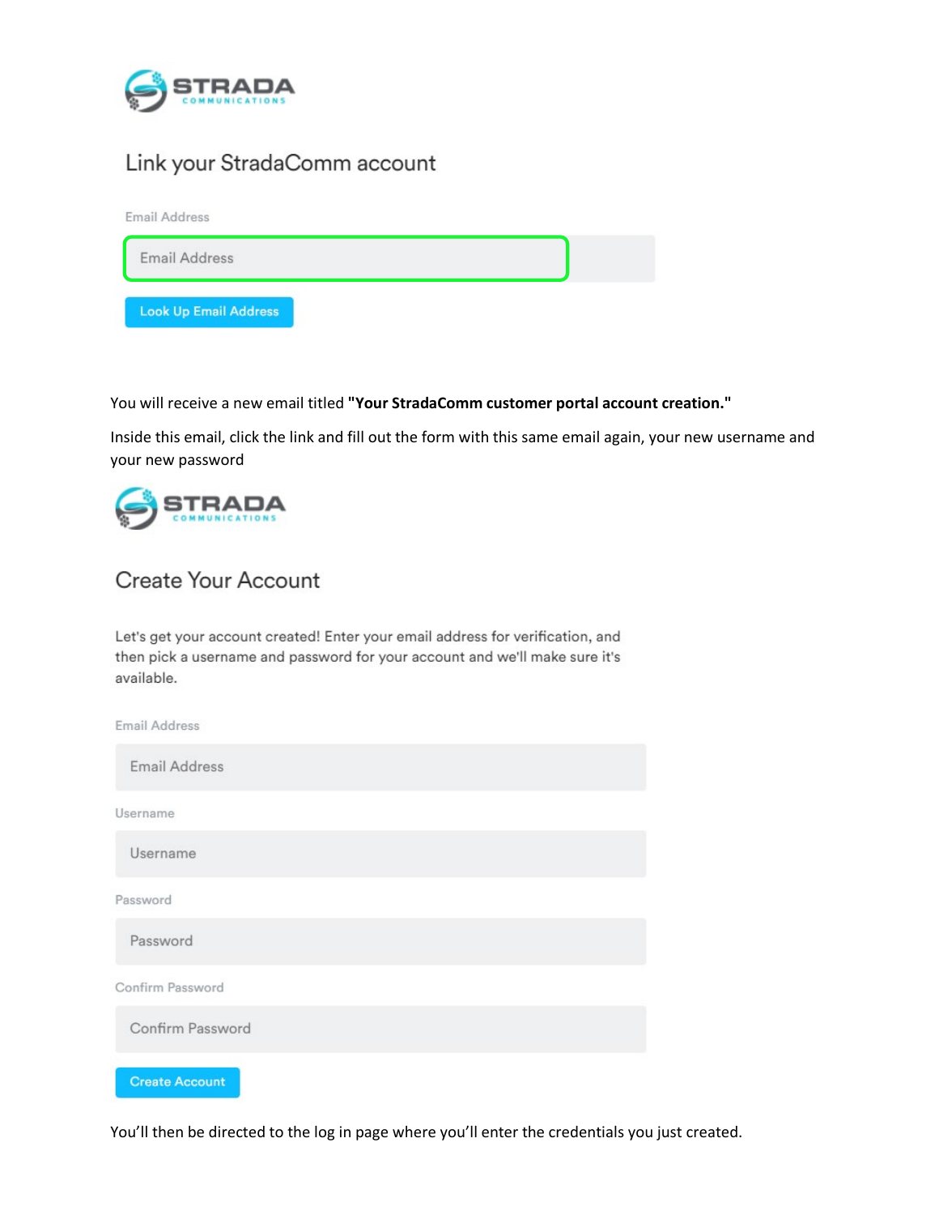STRADA COMMUNICATIONS

## Link your StradaComm account

Email Address

Email Address

Look Up Email Address

You will receive a new email titled **"Your StradaComm customer portal account creation."**

Inside this email, click the link and fill out the form with this same email again, your new username and your new password

STRADA COMMUNICATIONS

## Create Your Account

Let's get your account created! Enter your email address for verification, and then pick a username and password for your account and we'll make sure it's available.

Email Address

Email Address

Username

Username

Password

Password

Confirm Password

Confirm Password

Create Account

You'll then be directed to the log in page where you'll enter the credentials you just created.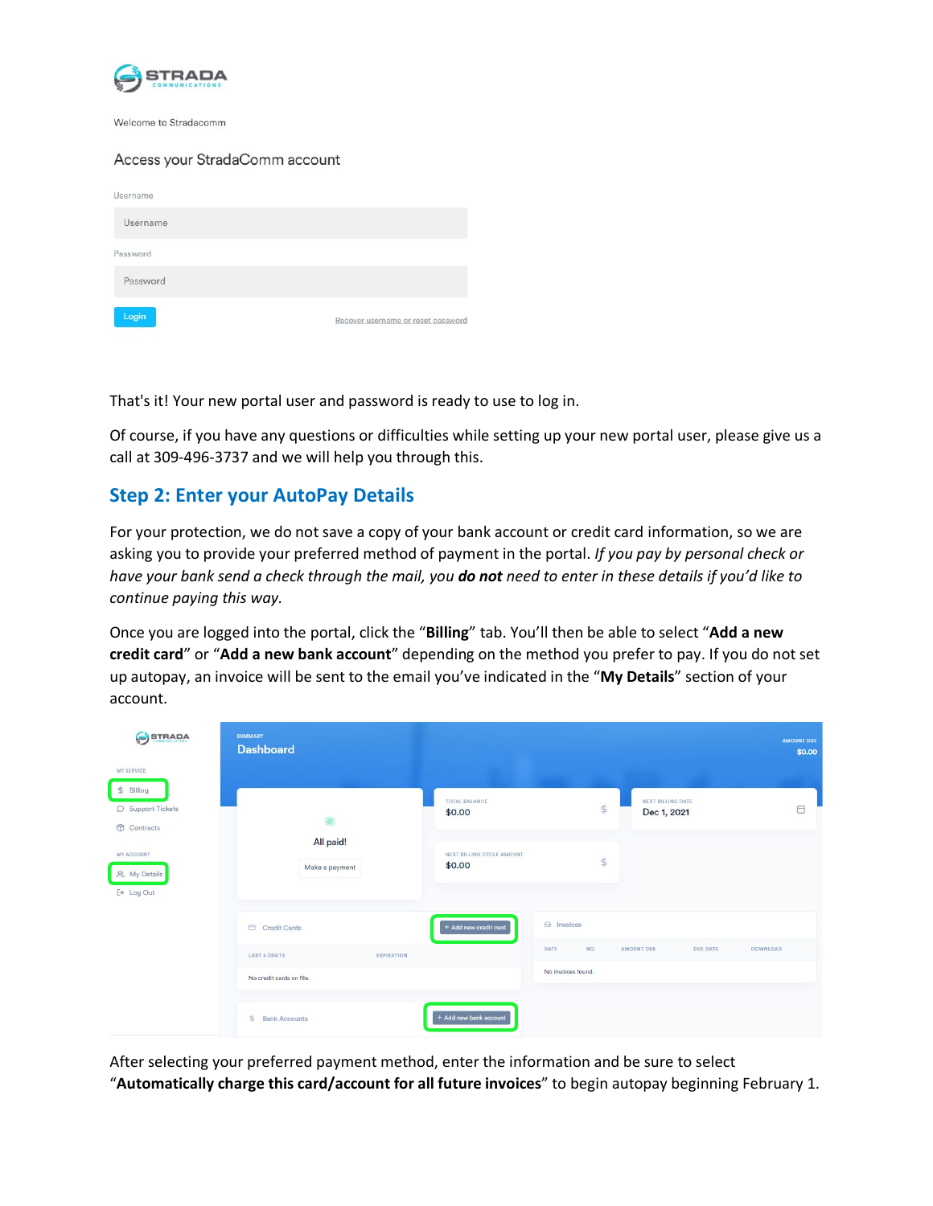That's it! Your new portal user and password is ready to use to log in.

Of course, if you have any questions or difficulties while setting up your new portal user, please give us a call at 309-496-3737 and we will help you through this.

## Step 2: Enter your AutoPay Details

For your protection, we do not save a copy of your bank account or credit card information, so we are asking you to provide your preferred method of payment in the portal. *If you pay by personal check or have your bank send a check through the mail, you **do not** need to enter in these details if you'd like to continue paying this way.*

Once you are logged into the portal, click the "**Billing**" tab. You'll then be able to select "**Add a new credit card**" or "**Add a new bank account**" depending on the method you prefer to pay. If you do not set up autopay, an invoice will be sent to the email you've indicated in the "**My Details**" section of your account.

After selecting your preferred payment method, enter the information and be sure to select "**Automatically charge this card/account for all future invoices**" to begin autopay beginning February 1.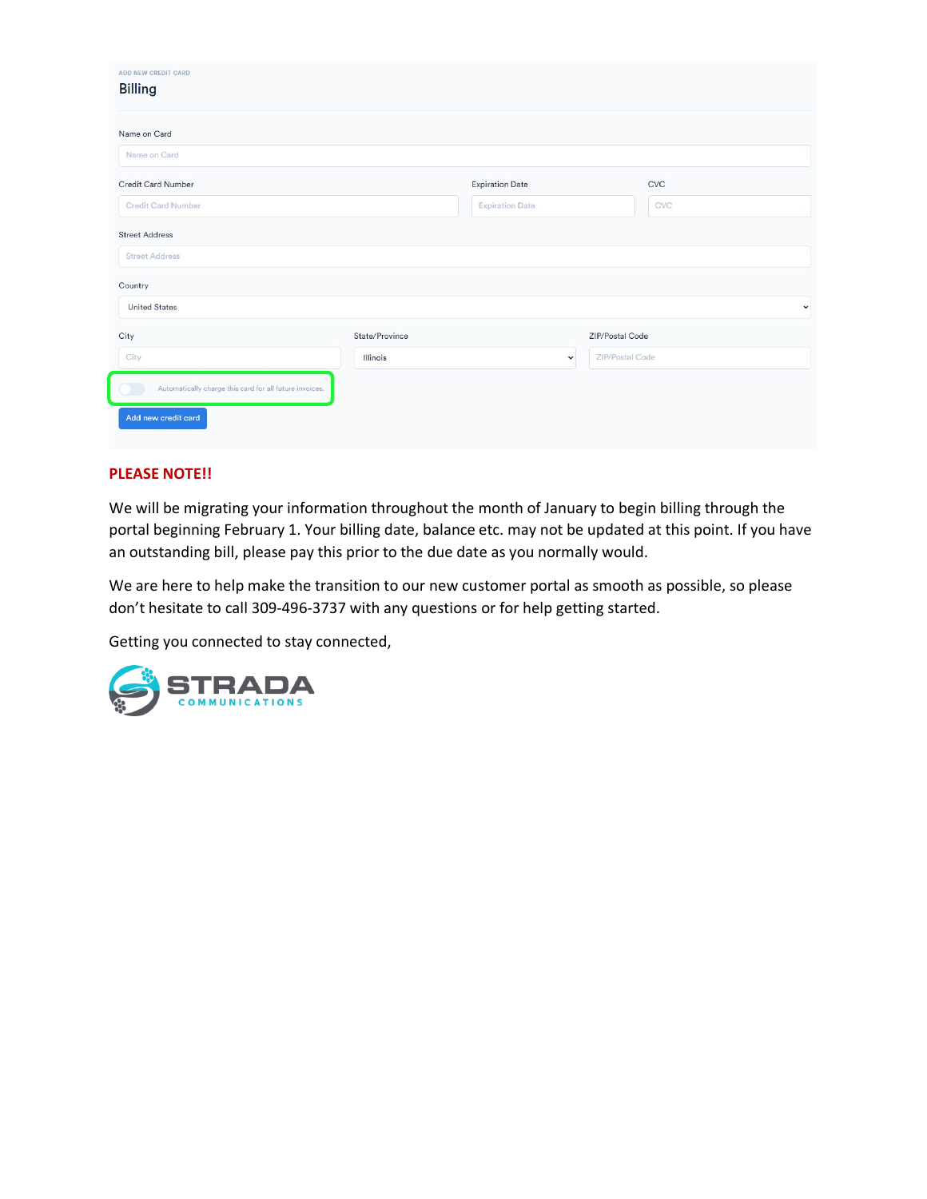ADD NEW CREDIT CARD

Billing

Name on Card

Name on Card

Credit Card Number

Credit Card Number

Expiration Date

Expiration Date

CVC

CVC

Street Address

Street Address

Country

United States

City

City

State/Province

Illinois

ZIP/Postal Code

ZIP/Postal Code

Automatically charge this card for all future invoices.

Add new credit card

**PLEASE NOTE!!**

We will be migrating your information throughout the month of January to begin billing through the portal beginning February 1. Your billing date, balance etc. may not be updated at this point. If you have an outstanding bill, please pay this prior to the due date as you normally would.

We are here to help make the transition to our new customer portal as smooth as possible, so please don't hesitate to call 309-496-3737 with any questions or for help getting started.

Getting you connected to stay connected,

STRADA COMMUNICATIONS